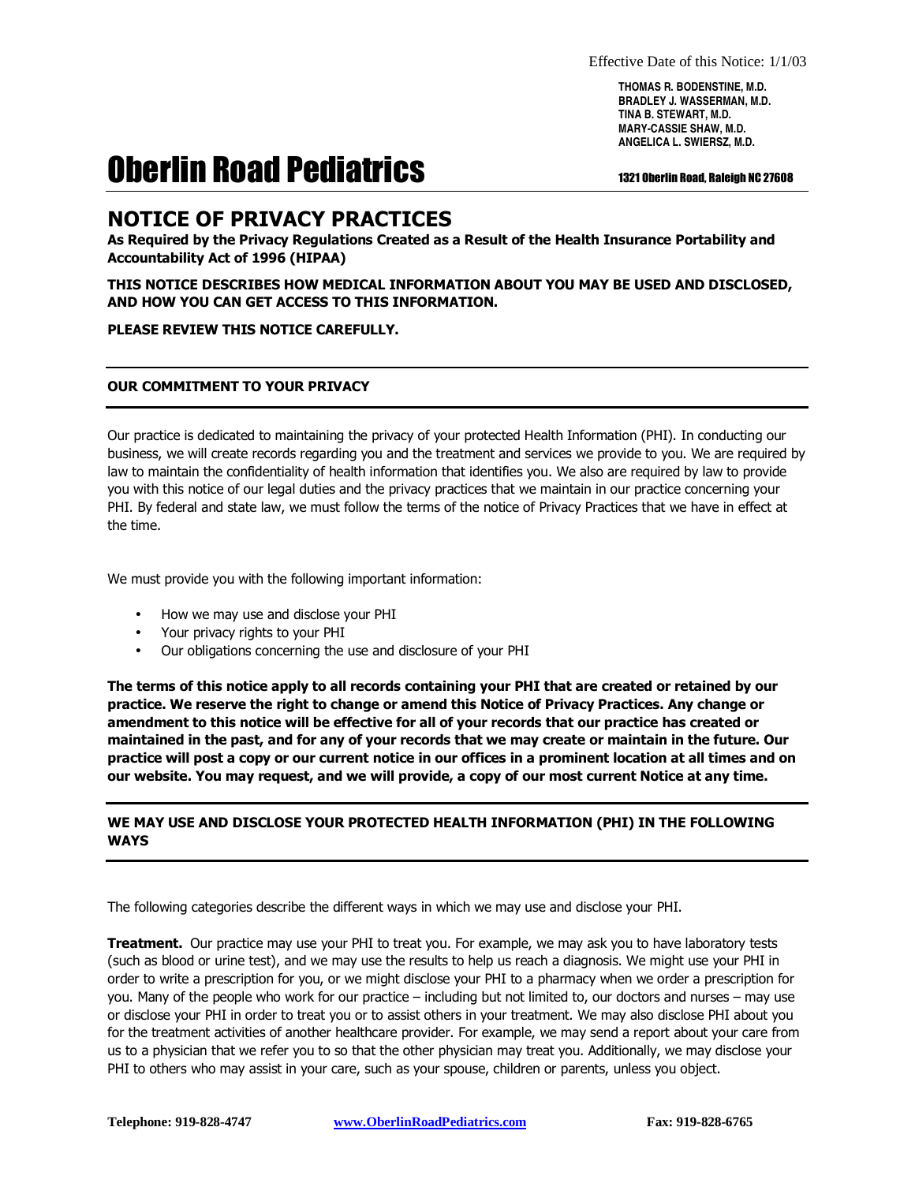Effective Date of this Notice: 1/1/03

**THOMAS R. BODENSTINE, M.D.**
**BRADLEY J. WASSERMAN, M.D.**
**TINA B. STEWART, M.D.**
**MARY-CASSIE SHAW, M.D.**
**ANGELICA L. SWIERSZ, M.D.**

# Oberlin Road Pediatrics

1321 Oberlin Road, Raleigh NC 27608

## NOTICE OF PRIVACY PRACTICES

**As Required by the Privacy Regulations Created as a Result of the Health Insurance Portability and Accountability Act of 1996 (HIPAA)**

**THIS NOTICE DESCRIBES HOW MEDICAL INFORMATION ABOUT YOU MAY BE USED AND DISCLOSED, AND HOW YOU CAN GET ACCESS TO THIS INFORMATION.**

**PLEASE REVIEW THIS NOTICE CAREFULLY.**

---

### OUR COMMITMENT TO YOUR PRIVACY

---

Our practice is dedicated to maintaining the privacy of your protected Health Information (PHI). In conducting our business, we will create records regarding you and the treatment and services we provide to you. We are required by law to maintain the confidentiality of health information that identifies you. We also are required by law to provide you with this notice of our legal duties and the privacy practices that we maintain in our practice concerning your PHI. By federal and state law, we must follow the terms of the notice of Privacy Practices that we have in effect at the time.

We must provide you with the following important information:

- How we may use and disclose your PHI
- Your privacy rights to your PHI
- Our obligations concerning the use and disclosure of your PHI

**The terms of this notice apply to all records containing your PHI that are created or retained by our practice. We reserve the right to change or amend this Notice of Privacy Practices. Any change or amendment to this notice will be effective for all of your records that our practice has created or maintained in the past, and for any of your records that we may create or maintain in the future. Our practice will post a copy or our current notice in our offices in a prominent location at all times and on our website. You may request, and we will provide, a copy of our most current Notice at any time.**

---

### WE MAY USE AND DISCLOSE YOUR PROTECTED HEALTH INFORMATION (PHI) IN THE FOLLOWING WAYS

---

The following categories describe the different ways in which we may use and disclose your PHI.

**Treatment.** Our practice may use your PHI to treat you. For example, we may ask you to have laboratory tests (such as blood or urine test), and we may use the results to help us reach a diagnosis. We might use your PHI in order to write a prescription for you, or we might disclose your PHI to a pharmacy when we order a prescription for you. Many of the people who work for our practice – including but not limited to, our doctors and nurses – may use or disclose your PHI in order to treat you or to assist others in your treatment. We may also disclose PHI about you for the treatment activities of another healthcare provider. For example, we may send a report about your care from us to a physician that we refer you to so that the other physician may treat you. Additionally, we may disclose your PHI to others who may assist in your care, such as your spouse, children or parents, unless you object.

**Telephone: 919-828-4747** **www.OberlinRoadPediatrics.com** **Fax: 919-828-6765**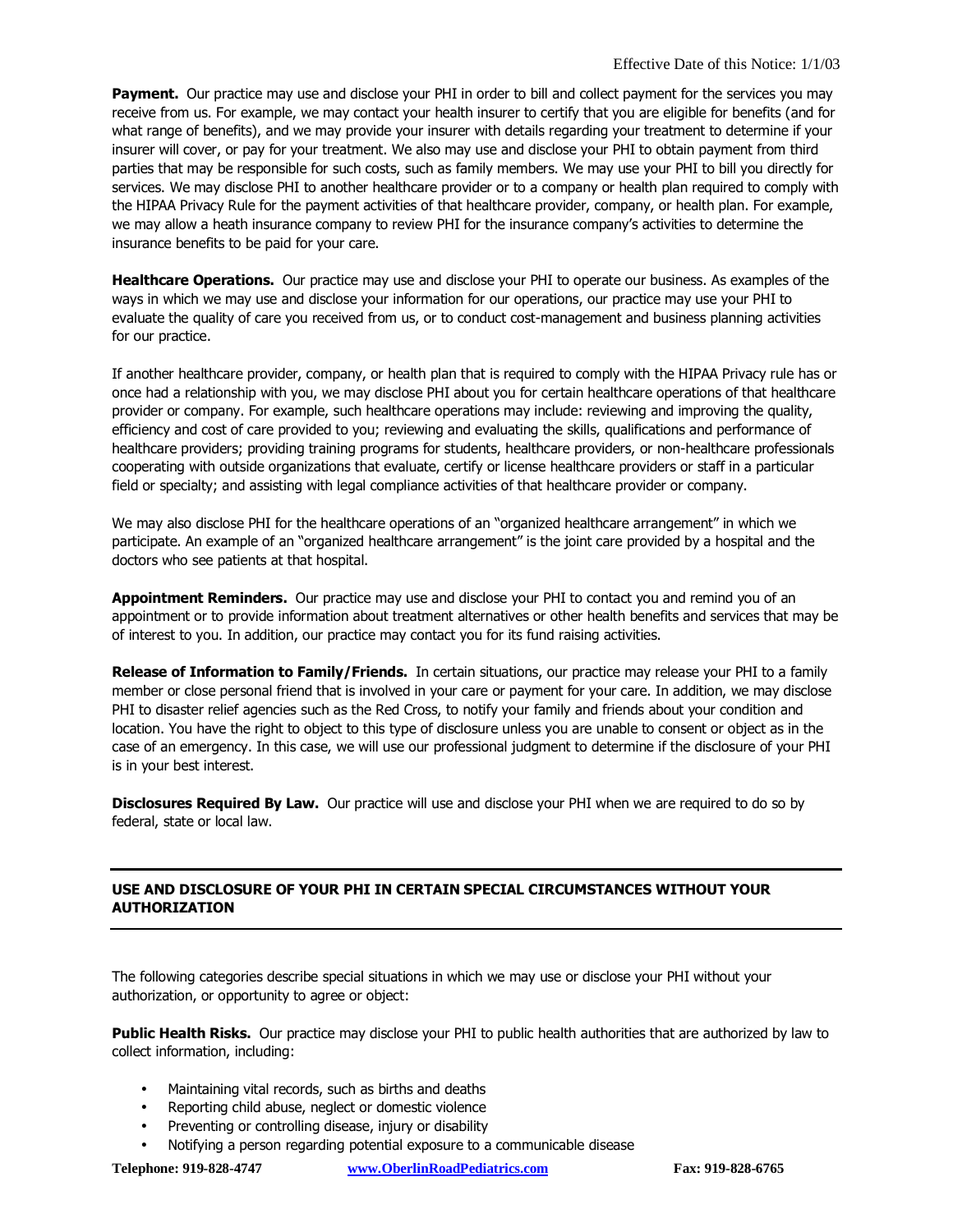**Payment.** Our practice may use and disclose your PHI in order to bill and collect payment for the services you may receive from us. For example, we may contact your health insurer to certify that you are eligible for benefits (and for what range of benefits), and we may provide your insurer with details regarding your treatment to determine if your insurer will cover, or pay for your treatment. We also may use and disclose your PHI to obtain payment from third parties that may be responsible for such costs, such as family members. We may use your PHI to bill you directly for services. We may disclose PHI to another healthcare provider or to a company or health plan required to comply with the HIPAA Privacy Rule for the payment activities of that healthcare provider, company, or health plan. For example, we may allow a heath insurance company to review PHI for the insurance company's activities to determine the insurance benefits to be paid for your care.

**Healthcare Operations.** Our practice may use and disclose your PHI to operate our business. As examples of the ways in which we may use and disclose your information for our operations, our practice may use your PHI to evaluate the quality of care you received from us, or to conduct cost-management and business planning activities for our practice.

If another healthcare provider, company, or health plan that is required to comply with the HIPAA Privacy rule has or once had a relationship with you, we may disclose PHI about you for certain healthcare operations of that healthcare provider or company. For example, such healthcare operations may include: reviewing and improving the quality, efficiency and cost of care provided to you; reviewing and evaluating the skills, qualifications and performance of healthcare providers; providing training programs for students, healthcare providers, or non-healthcare professionals cooperating with outside organizations that evaluate, certify or license healthcare providers or staff in a particular field or specialty; and assisting with legal compliance activities of that healthcare provider or company.

We may also disclose PHI for the healthcare operations of an "organized healthcare arrangement" in which we participate. An example of an "organized healthcare arrangement" is the joint care provided by a hospital and the doctors who see patients at that hospital.

**Appointment Reminders.** Our practice may use and disclose your PHI to contact you and remind you of an appointment or to provide information about treatment alternatives or other health benefits and services that may be of interest to you. In addition, our practice may contact you for its fund raising activities.

**Release of Information to Family/Friends.** In certain situations, our practice may release your PHI to a family member or close personal friend that is involved in your care or payment for your care. In addition, we may disclose PHI to disaster relief agencies such as the Red Cross, to notify your family and friends about your condition and location. You have the right to object to this type of disclosure unless you are unable to consent or object as in the case of an emergency. In this case, we will use our professional judgment to determine if the disclosure of your PHI is in your best interest.

**Disclosures Required By Law.** Our practice will use and disclose your PHI when we are required to do so by federal, state or local law.

## USE AND DISCLOSURE OF YOUR PHI IN CERTAIN SPECIAL CIRCUMSTANCES WITHOUT YOUR AUTHORIZATION

The following categories describe special situations in which we may use or disclose your PHI without your authorization, or opportunity to agree or object:

**Public Health Risks.** Our practice may disclose your PHI to public health authorities that are authorized by law to collect information, including:

- Maintaining vital records, such as births and deaths
- Reporting child abuse, neglect or domestic violence
- Preventing or controlling disease, injury or disability
- Notifying a person regarding potential exposure to a communicable disease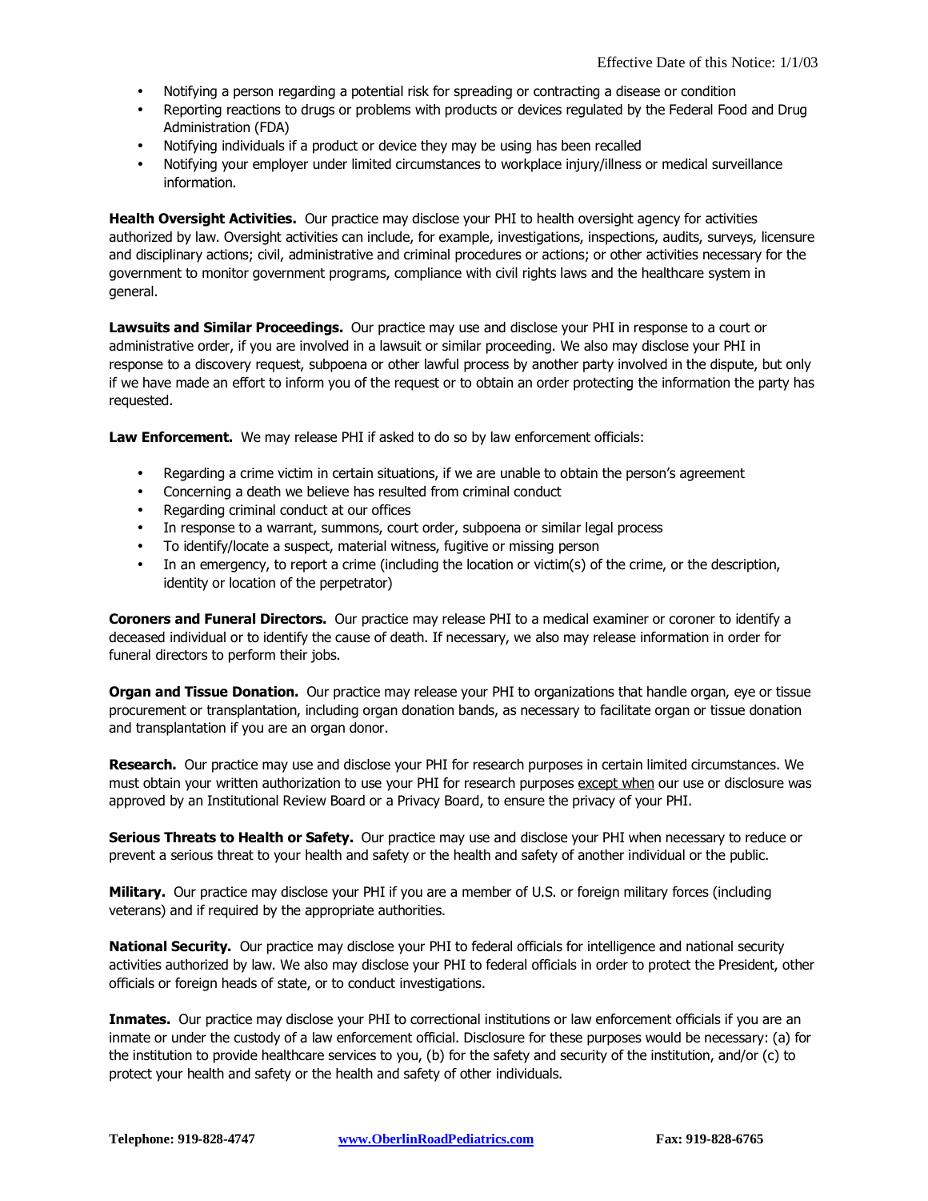- Notifying a person regarding a potential risk for spreading or contracting a disease or condition
- Reporting reactions to drugs or problems with products or devices regulated by the Federal Food and Drug Administration (FDA)
- Notifying individuals if a product or device they may be using has been recalled
- Notifying your employer under limited circumstances to workplace injury/illness or medical surveillance information.

**Health Oversight Activities.** Our practice may disclose your PHI to health oversight agency for activities authorized by law. Oversight activities can include, for example, investigations, inspections, audits, surveys, licensure and disciplinary actions; civil, administrative and criminal procedures or actions; or other activities necessary for the government to monitor government programs, compliance with civil rights laws and the healthcare system in general.

**Lawsuits and Similar Proceedings.** Our practice may use and disclose your PHI in response to a court or administrative order, if you are involved in a lawsuit or similar proceeding. We also may disclose your PHI in response to a discovery request, subpoena or other lawful process by another party involved in the dispute, but only if we have made an effort to inform you of the request or to obtain an order protecting the information the party has requested.

**Law Enforcement.** We may release PHI if asked to do so by law enforcement officials:

- Regarding a crime victim in certain situations, if we are unable to obtain the person's agreement
- Concerning a death we believe has resulted from criminal conduct
- Regarding criminal conduct at our offices
- In response to a warrant, summons, court order, subpoena or similar legal process
- To identify/locate a suspect, material witness, fugitive or missing person
- In an emergency, to report a crime (including the location or victim(s) of the crime, or the description, identity or location of the perpetrator)

**Coroners and Funeral Directors.** Our practice may release PHI to a medical examiner or coroner to identify a deceased individual or to identify the cause of death. If necessary, we also may release information in order for funeral directors to perform their jobs.

**Organ and Tissue Donation.** Our practice may release your PHI to organizations that handle organ, eye or tissue procurement or transplantation, including organ donation bands, as necessary to facilitate organ or tissue donation and transplantation if you are an organ donor.

**Research.** Our practice may use and disclose your PHI for research purposes in certain limited circumstances. We must obtain your written authorization to use your PHI for research purposes except when our use or disclosure was approved by an Institutional Review Board or a Privacy Board, to ensure the privacy of your PHI.

**Serious Threats to Health or Safety.** Our practice may use and disclose your PHI when necessary to reduce or prevent a serious threat to your health and safety or the health and safety of another individual or the public.

**Military.** Our practice may disclose your PHI if you are a member of U.S. or foreign military forces (including veterans) and if required by the appropriate authorities.

**National Security.** Our practice may disclose your PHI to federal officials for intelligence and national security activities authorized by law. We also may disclose your PHI to federal officials in order to protect the President, other officials or foreign heads of state, or to conduct investigations.

**Inmates.** Our practice may disclose your PHI to correctional institutions or law enforcement officials if you are an inmate or under the custody of a law enforcement official. Disclosure for these purposes would be necessary: (a) for the institution to provide healthcare services to you, (b) for the safety and security of the institution, and/or (c) to protect your health and safety or the health and safety of other individuals.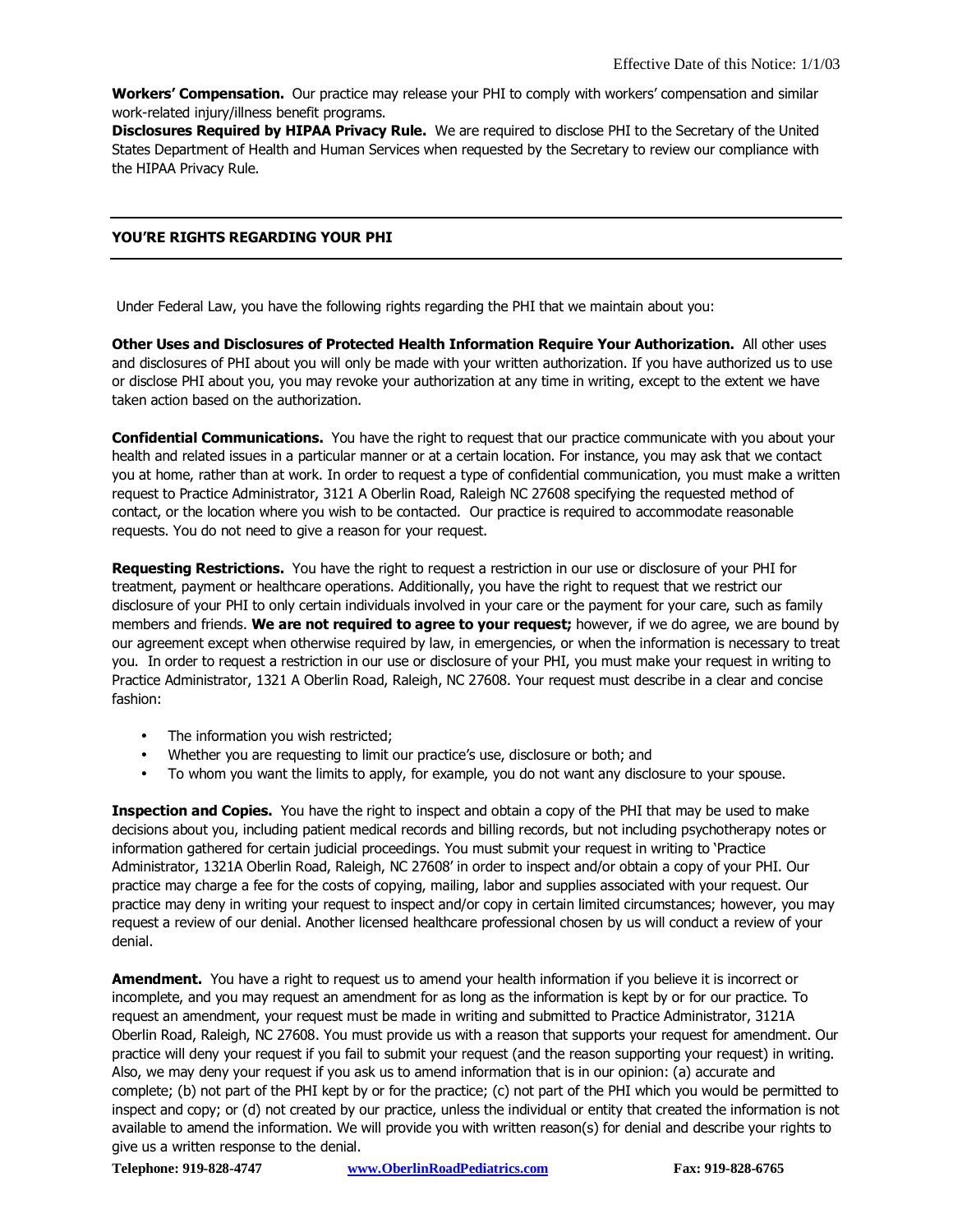**Workers' Compensation.** Our practice may release your PHI to comply with workers' compensation and similar work-related injury/illness benefit programs.

**Disclosures Required by HIPAA Privacy Rule.** We are required to disclose PHI to the Secretary of the United States Department of Health and Human Services when requested by the Secretary to review our compliance with the HIPAA Privacy Rule.

## YOU'RE RIGHTS REGARDING YOUR PHI

Under Federal Law, you have the following rights regarding the PHI that we maintain about you:

**Other Uses and Disclosures of Protected Health Information Require Your Authorization.** All other uses and disclosures of PHI about you will only be made with your written authorization. If you have authorized us to use or disclose PHI about you, you may revoke your authorization at any time in writing, except to the extent we have taken action based on the authorization.

**Confidential Communications.** You have the right to request that our practice communicate with you about your health and related issues in a particular manner or at a certain location. For instance, you may ask that we contact you at home, rather than at work. In order to request a type of confidential communication, you must make a written request to Practice Administrator, 3121 A Oberlin Road, Raleigh NC 27608 specifying the requested method of contact, or the location where you wish to be contacted. Our practice is required to accommodate reasonable requests. You do not need to give a reason for your request.

**Requesting Restrictions.** You have the right to request a restriction in our use or disclosure of your PHI for treatment, payment or healthcare operations. Additionally, you have the right to request that we restrict our disclosure of your PHI to only certain individuals involved in your care or the payment for your care, such as family members and friends. **We are not required to agree to your request;** however, if we do agree, we are bound by our agreement except when otherwise required by law, in emergencies, or when the information is necessary to treat you. In order to request a restriction in our use or disclosure of your PHI, you must make your request in writing to Practice Administrator, 1321 A Oberlin Road, Raleigh, NC 27608. Your request must describe in a clear and concise fashion:

- The information you wish restricted;
- Whether you are requesting to limit our practice's use, disclosure or both; and
- To whom you want the limits to apply, for example, you do not want any disclosure to your spouse.

**Inspection and Copies.** You have the right to inspect and obtain a copy of the PHI that may be used to make decisions about you, including patient medical records and billing records, but not including psychotherapy notes or information gathered for certain judicial proceedings. You must submit your request in writing to 'Practice Administrator, 1321A Oberlin Road, Raleigh, NC 27608' in order to inspect and/or obtain a copy of your PHI. Our practice may charge a fee for the costs of copying, mailing, labor and supplies associated with your request. Our practice may deny in writing your request to inspect and/or copy in certain limited circumstances; however, you may request a review of our denial. Another licensed healthcare professional chosen by us will conduct a review of your denial.

**Amendment.** You have a right to request us to amend your health information if you believe it is incorrect or incomplete, and you may request an amendment for as long as the information is kept by or for our practice. To request an amendment, your request must be made in writing and submitted to Practice Administrator, 3121A Oberlin Road, Raleigh, NC 27608. You must provide us with a reason that supports your request for amendment. Our practice will deny your request if you fail to submit your request (and the reason supporting your request) in writing. Also, we may deny your request if you ask us to amend information that is in our opinion: (a) accurate and complete; (b) not part of the PHI kept by or for the practice; (c) not part of the PHI which you would be permitted to inspect and copy; or (d) not created by our practice, unless the individual or entity that created the information is not available to amend the information. We will provide you with written reason(s) for denial and describe your rights to give us a written response to the denial.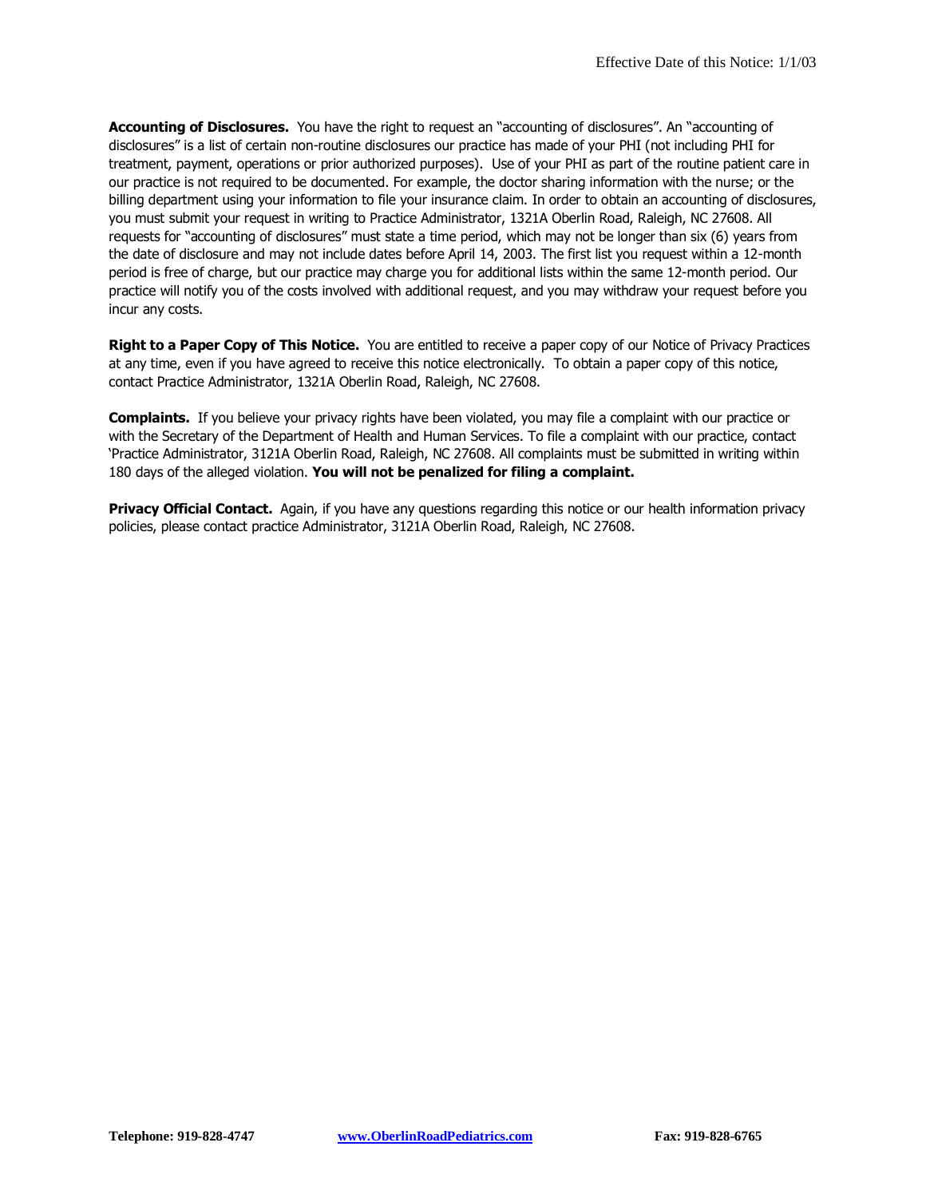**Accounting of Disclosures.** You have the right to request an "accounting of disclosures". An "accounting of disclosures" is a list of certain non-routine disclosures our practice has made of your PHI (not including PHI for treatment, payment, operations or prior authorized purposes). Use of your PHI as part of the routine patient care in our practice is not required to be documented. For example, the doctor sharing information with the nurse; or the billing department using your information to file your insurance claim. In order to obtain an accounting of disclosures, you must submit your request in writing to Practice Administrator, 1321A Oberlin Road, Raleigh, NC 27608. All requests for "accounting of disclosures" must state a time period, which may not be longer than six (6) years from the date of disclosure and may not include dates before April 14, 2003. The first list you request within a 12-month period is free of charge, but our practice may charge you for additional lists within the same 12-month period. Our practice will notify you of the costs involved with additional request, and you may withdraw your request before you incur any costs.

**Right to a Paper Copy of This Notice.** You are entitled to receive a paper copy of our Notice of Privacy Practices at any time, even if you have agreed to receive this notice electronically. To obtain a paper copy of this notice, contact Practice Administrator, 1321A Oberlin Road, Raleigh, NC 27608.

**Complaints.** If you believe your privacy rights have been violated, you may file a complaint with our practice or with the Secretary of the Department of Health and Human Services. To file a complaint with our practice, contact 'Practice Administrator, 3121A Oberlin Road, Raleigh, NC 27608. All complaints must be submitted in writing within 180 days of the alleged violation. **You will not be penalized for filing a complaint.**

**Privacy Official Contact.** Again, if you have any questions regarding this notice or our health information privacy policies, please contact practice Administrator, 3121A Oberlin Road, Raleigh, NC 27608.